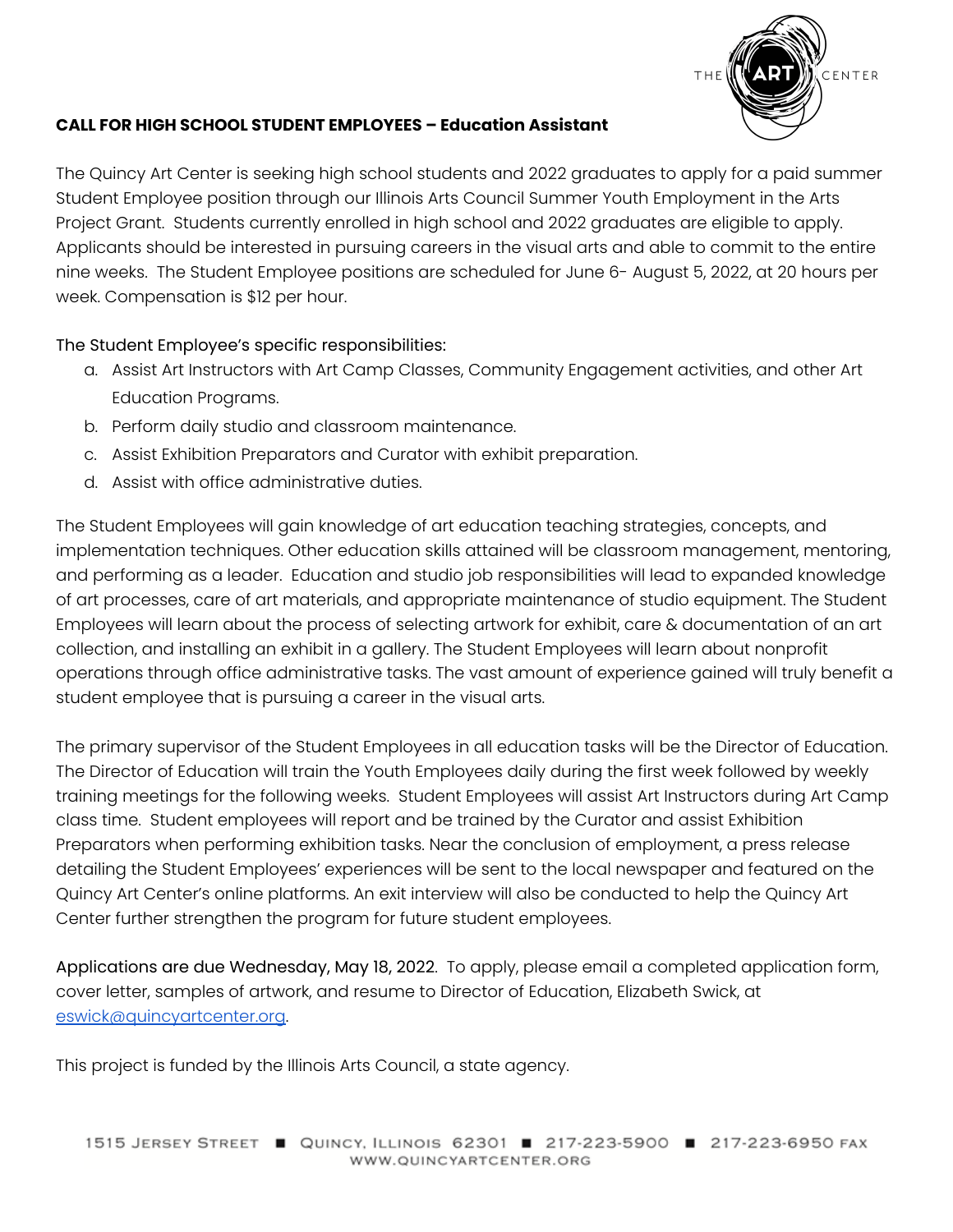**CALL FOR HIGH SCHOOL STUDENT EMPLOYEES – Education Assistant**

The Quincy Art Center is seeking high school students and 2022 graduates to apply for a paid summer Student Employee position through our Illinois Arts Council Summer Youth Employment in the Arts Project Grant. Students currently enrolled in high school and 2022 graduates are eligible to apply. Applicants should be interested in pursuing careers in the visual arts and able to commit to the entire nine weeks. The Student Employee positions are scheduled for June 6- August 5, 2022, at 20 hours per week. Compensation is $12 per hour.

The Student Employee's specific responsibilities:

a. Assist Art Instructors with Art Camp Classes, Community Engagement activities, and other Art Education Programs.
b. Perform daily studio and classroom maintenance.
c. Assist Exhibition Preparators and Curator with exhibit preparation.
d. Assist with office administrative duties.

The Student Employees will gain knowledge of art education teaching strategies, concepts, and implementation techniques. Other education skills attained will be classroom management, mentoring, and performing as a leader. Education and studio job responsibilities will lead to expanded knowledge of art processes, care of art materials, and appropriate maintenance of studio equipment. The Student Employees will learn about the process of selecting artwork for exhibit, care & documentation of an art collection, and installing an exhibit in a gallery. The Student Employees will learn about nonprofit operations through office administrative tasks. The vast amount of experience gained will truly benefit a student employee that is pursuing a career in the visual arts.

The primary supervisor of the Student Employees in all education tasks will be the Director of Education. The Director of Education will train the Youth Employees daily during the first week followed by weekly training meetings for the following weeks. Student Employees will assist Art Instructors during Art Camp class time. Student employees will report and be trained by the Curator and assist Exhibition Preparators when performing exhibition tasks. Near the conclusion of employment, a press release detailing the Student Employees' experiences will be sent to the local newspaper and featured on the Quincy Art Center's online platforms. An exit interview will also be conducted to help the Quincy Art Center further strengthen the program for future student employees.

Applications are due Wednesday, May 18, 2022. To apply, please email a completed application form, cover letter, samples of artwork, and resume to Director of Education, Elizabeth Swick, at eswick@quincyartcenter.org.

This project is funded by the Illinois Arts Council, a state agency.

1515 Jersey Street ■ Quincy, Illinois 62301 ■ 217-223-5900 ■ 217-223-6950 fax
www.quincyartcenter.org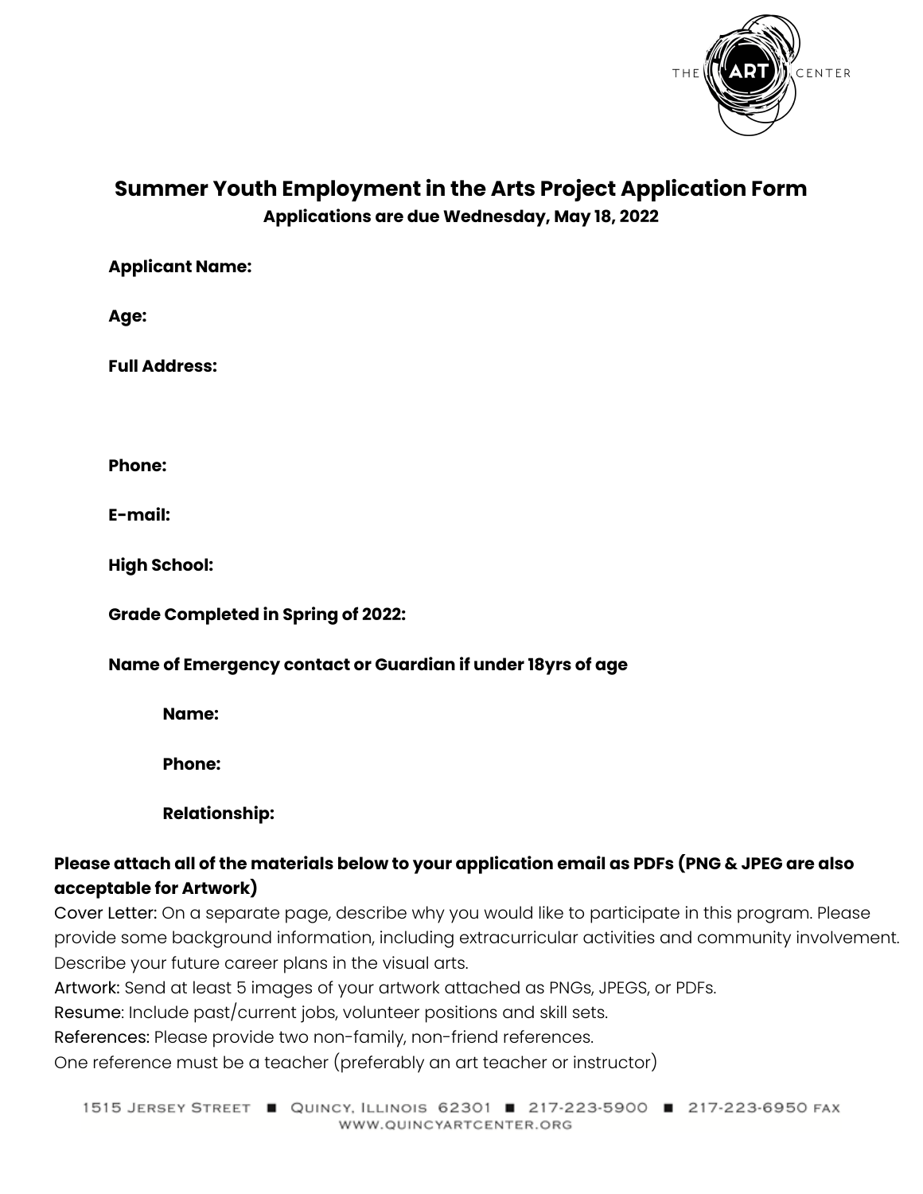THE ART CENTER

# Summer Youth Employment in the Arts Project Application Form

**Applications are due Wednesday, May 18, 2022**

**Applicant Name:**

**Age:**

**Full Address:**

**Phone:**

**E-mail:**

**High School:**

**Grade Completed in Spring of 2022:**

**Name of Emergency contact or Guardian if under 18yrs of age**

**Name:**

**Phone:**

**Relationship:**

**Please attach all of the materials below to your application email as PDFs (PNG & JPEG are also acceptable for Artwork)**

Cover Letter: On a separate page, describe why you would like to participate in this program. Please provide some background information, including extracurricular activities and community involvement. Describe your future career plans in the visual arts.

Artwork: Send at least 5 images of your artwork attached as PNGs, JPEGS, or PDFs.

Resume: Include past/current jobs, volunteer positions and skill sets.

References: Please provide two non-family, non-friend references.

One reference must be a teacher (preferably an art teacher or instructor)

1515 Jersey Street ■ Quincy, Illinois 62301 ■ 217-223-5900 ■ 217-223-6950 fax
www.quincyartcenter.org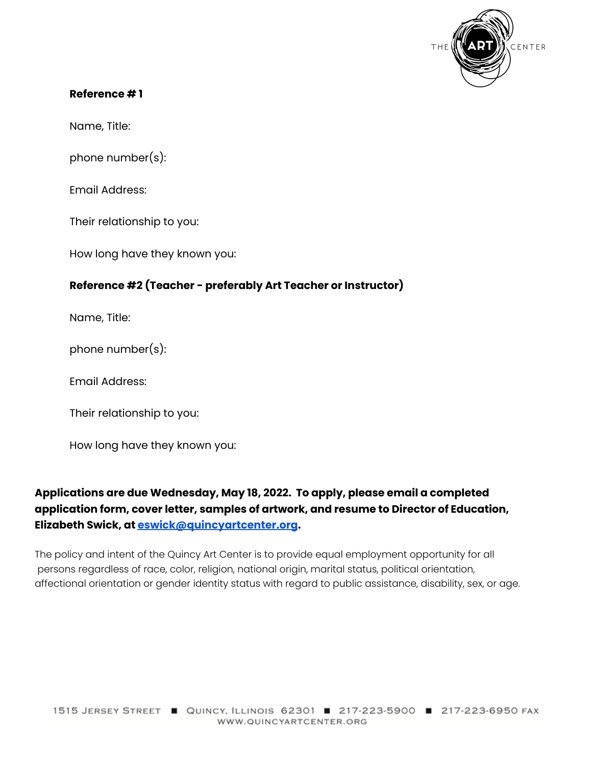**Reference # 1**

Name, Title:

phone number(s):

Email Address:

Their relationship to you:

How long have they known you:

**Reference #2 (Teacher - preferably Art Teacher or Instructor)**

Name, Title:

phone number(s):

Email Address:

Their relationship to you:

How long have they known you:

**Applications are due Wednesday, May 18, 2022. To apply, please email a completed application form, cover letter, samples of artwork, and resume to Director of Education, Elizabeth Swick, at eswick@quincyartcenter.org.**

The policy and intent of the Quincy Art Center is to provide equal employment opportunity for all persons regardless of race, color, religion, national origin, marital status, political orientation, affectional orientation or gender identity status with regard to public assistance, disability, sex, or age.

1515 Jersey Street ■ Quincy, Illinois 62301 ■ 217-223-5900 ■ 217-223-6950 fax
www.quincyartcenter.org